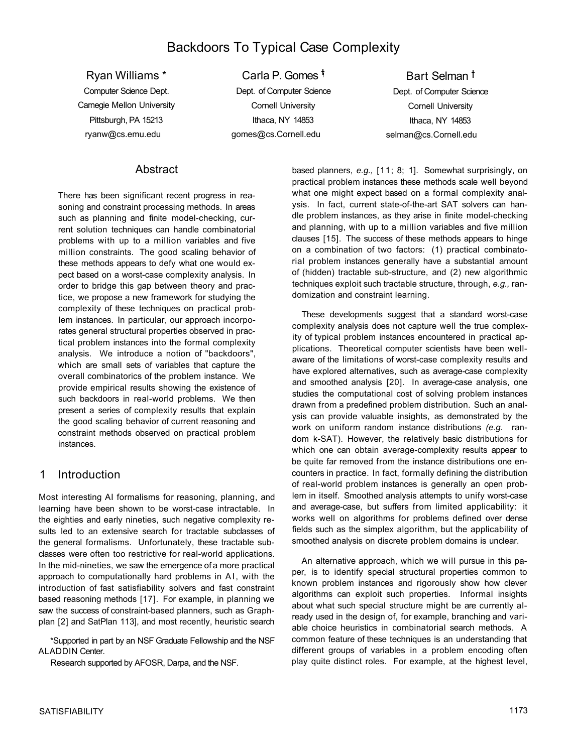# Backdoors To Typical Case Complexity

**Ryan Williams** *
Computer Science Dept.
Carnegie Mellon University
Pittsburgh, PA 15213
ryanw@cs.emu.edu

**Carla P. Gomes** †
Dept. of Computer Science
Cornell University
Ithaca, NY 14853
gomes@cs.Cornell.edu

**Bart Selman** †
Dept. of Computer Science
Cornell University
Ithaca, NY 14853
selman@cs.Cornell.edu

## Abstract

There has been significant recent progress in reasoning and constraint processing methods. In areas such as planning and finite model-checking, current solution techniques can handle combinatorial problems with up to a million variables and five million constraints. The good scaling behavior of these methods appears to defy what one would expect based on a worst-case complexity analysis. In order to bridge this gap between theory and practice, we propose a new framework for studying the complexity of these techniques on practical problem instances. In particular, our approach incorporates general structural properties observed in practical problem instances into the formal complexity analysis. We introduce a notion of "backdoors", which are small sets of variables that capture the overall combinatorics of the problem instance. We provide empirical results showing the existence of such backdoors in real-world problems. We then present a series of complexity results that explain the good scaling behavior of current reasoning and constraint methods observed on practical problem instances.

## 1 Introduction

Most interesting AI formalisms for reasoning, planning, and learning have been shown to be worst-case intractable. In the eighties and early nineties, such negative complexity results led to an extensive search for tractable subclasses of the general formalisms. Unfortunately, these tractable subclasses were often too restrictive for real-world applications. In the mid-nineties, we saw the emergence of a more practical approach to computationally hard problems in AI, with the introduction of fast satisfiability solvers and fast constraint based reasoning methods [17]. For example, in planning we saw the success of constraint-based planners, such as Graphplan [2] and SatPlan 113], and most recently, heuristic search based planners, *e.g.,* [11; 8; 1]. Somewhat surprisingly, on practical problem instances these methods scale well beyond what one might expect based on a formal complexity analysis. In fact, current state-of-the-art SAT solvers can handle problem instances, as they arise in finite model-checking and planning, with up to a million variables and five million clauses [15]. The success of these methods appears to hinge on a combination of two factors: (1) practical combinatorial problem instances generally have a substantial amount of (hidden) tractable sub-structure, and (2) new algorithmic techniques exploit such tractable structure, through, *e.g.,* randomization and constraint learning.

These developments suggest that a standard worst-case complexity analysis does not capture well the true complexity of typical problem instances encountered in practical applications. Theoretical computer scientists have been well-aware of the limitations of worst-case complexity results and have explored alternatives, such as average-case complexity and smoothed analysis [20]. In average-case analysis, one studies the computational cost of solving problem instances drawn from a predefined problem distribution. Such an analysis can provide valuable insights, as demonstrated by the work on uniform random instance distributions *(e.g.* random k-SAT). However, the relatively basic distributions for which one can obtain average-complexity results appear to be quite far removed from the instance distributions one encounters in practice. In fact, formally defining the distribution of real-world problem instances is generally an open problem in itself. Smoothed analysis attempts to unify worst-case and average-case, but suffers from limited applicability: it works well on algorithms for problems defined over dense fields such as the simplex algorithm, but the applicability of smoothed analysis on discrete problem domains is unclear.

An alternative approach, which we will pursue in this paper, is to identify special structural properties common to known problem instances and rigorously show how clever algorithms can exploit such properties. Informal insights about what such special structure might be are currently already used in the design of, for example, branching and variable choice heuristics in combinatorial search methods. A common feature of these techniques is an understanding that different groups of variables in a problem encoding often play quite distinct roles. For example, at the highest level,

*Supported in part by an NSF Graduate Fellowship and the NSF ALADDIN Center.

Research supported by AFOSR, Darpa, and the NSF.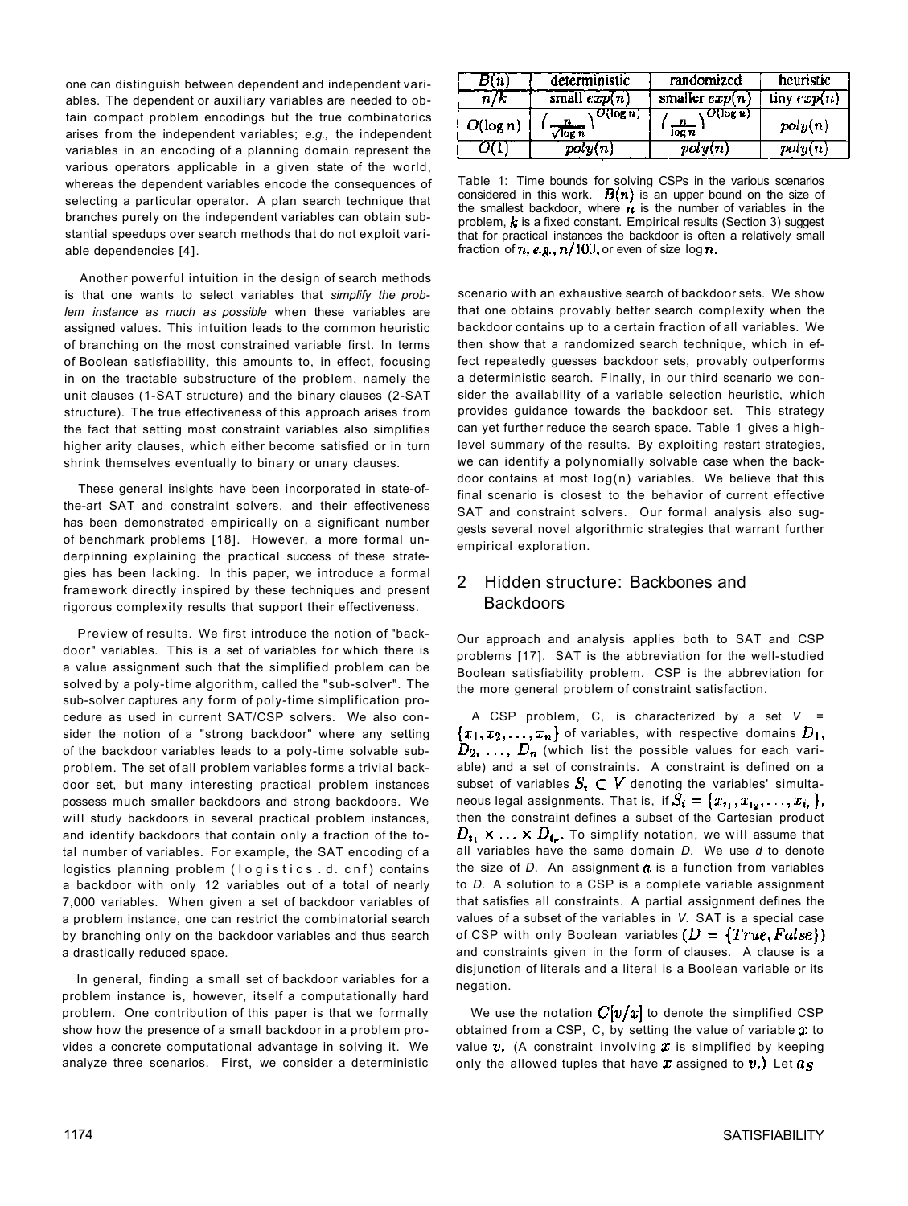one can distinguish between dependent and independent variables. The dependent or auxiliary variables are needed to obtain compact problem encodings but the true combinatorics arises from the independent variables; *e.g.,* the independent variables in an encoding of a planning domain represent the various operators applicable in a given state of the world, whereas the dependent variables encode the consequences of selecting a particular operator. A plan search technique that branches purely on the independent variables can obtain substantial speedups over search methods that do not exploit variable dependencies [4].

Another powerful intuition in the design of search methods is that one wants to select variables that *simplify the problem instance as much as possible* when these variables are assigned values. This intuition leads to the common heuristic of branching on the most constrained variable first. In terms of Boolean satisfiability, this amounts to, in effect, focusing in on the tractable substructure of the problem, namely the unit clauses (1-SAT structure) and the binary clauses (2-SAT structure). The true effectiveness of this approach arises from the fact that setting most constraint variables also simplifies higher arity clauses, which either become satisfied or in turn shrink themselves eventually to binary or unary clauses.

These general insights have been incorporated in state-of-the-art SAT and constraint solvers, and their effectiveness has been demonstrated empirically on a significant number of benchmark problems [18]. However, a more formal underpinning explaining the practical success of these strategies has been lacking. In this paper, we introduce a formal framework directly inspired by these techniques and present rigorous complexity results that support their effectiveness.

Preview of results. We first introduce the notion of "backdoor" variables. This is a set of variables for which there is a value assignment such that the simplified problem can be solved by a poly-time algorithm, called the "sub-solver". The sub-solver captures any form of poly-time simplification procedure as used in current SAT/CSP solvers. We also consider the notion of a "strong backdoor" where any setting of the backdoor variables leads to a poly-time solvable subproblem. The set of all problem variables forms a trivial backdoor set, but many interesting practical problem instances possess much smaller backdoors and strong backdoors. We will study backdoors in several practical problem instances, and identify backdoors that contain only a fraction of the total number of variables. For example, the SAT encoding of a logistics planning problem (logistics.d.cnf) contains a backdoor with only 12 variables out of a total of nearly 7,000 variables. When given a set of backdoor variables of a problem instance, one can restrict the combinatorial search by branching only on the backdoor variables and thus search a drastically reduced space.

In general, finding a small set of backdoor variables for a problem instance is, however, itself a computationally hard problem. One contribution of this paper is that we formally show how the presence of a small backdoor in a problem provides a concrete computational advantage in solving it. We analyze three scenarios. First, we consider a deterministic scenario with an exhaustive search of backdoor sets. We show that one obtains provably better search complexity when the backdoor contains up to a certain fraction of all variables. We then show that a randomized search technique, which in effect repeatedly guesses backdoor sets, provably outperforms a deterministic search. Finally, in our third scenario we consider the availability of a variable selection heuristic, which provides guidance towards the backdoor set. This strategy can yet further reduce the search space. Table 1 gives a high-level summary of the results. By exploiting restart strategies, we can identify a polynomially solvable case when the backdoor contains at most log(n) variables. We believe that this final scenario is closest to the behavior of current effective SAT and constraint solvers. Our formal analysis also suggests several novel algorithmic strategies that warrant further empirical exploration.

| $B(n)$ | deterministic | randomized | heuristic |
|---|---|---|---|
| $n/k$ | small $exp(n)$ | smaller $exp(n)$ | tiny $exp(n)$ |
| $O(\log n)$ | $\left(\frac{n}{\sqrt{\log n}}\right)^{O(\log n)}$ | $\left(\frac{n}{\log n}\right)^{O(\log n)}$ | $poly(n)$ |
| $O(1)$ | $poly(n)$ | $poly(n)$ | $poly(n)$ |

Table 1: Time bounds for solving CSPs in the various scenarios considered in this work. $B(n)$ is an upper bound on the size of the smallest backdoor, where $n$ is the number of variables in the problem, $k$ is a fixed constant. Empirical results (Section 3) suggest that for practical instances the backdoor is often a relatively small fraction of $n$, *e.g.*, $n/100$, or even of size $\log n$.

## 2 Hidden structure: Backbones and Backdoors

Our approach and analysis applies both to SAT and CSP problems [17]. SAT is the abbreviation for the well-studied Boolean satisfiability problem. CSP is the abbreviation for the more general problem of constraint satisfaction.

A CSP problem, C, is characterized by a set $V = \{x_1, x_2, \ldots, x_n\}$ of variables, with respective domains $D_1, D_2, \ldots, D_n$ (which list the possible values for each variable) and a set of constraints. A constraint is defined on a subset of variables $S_i \subset V$ denoting the variables' simultaneous legal assignments. That is, if $S_i = \{x_{i_1}, x_{i_2}, \ldots, x_{i_r}\}$, then the constraint defines a subset of the Cartesian product $D_{i_1} \times \ldots \times D_{i_r}$. To simplify notation, we will assume that all variables have the same domain $D$. We use $d$ to denote the size of $D$. An assignment $a$ is a function from variables to $D$. A solution to a CSP is a complete variable assignment that satisfies all constraints. A partial assignment defines the values of a subset of the variables in $V$. SAT is a special case of CSP with only Boolean variables $(D = \{True, False\})$ and constraints given in the form of clauses. A clause is a disjunction of literals and a literal is a Boolean variable or its negation.

We use the notation $C[v/x]$ to denote the simplified CSP obtained from a CSP, C, by setting the value of variable $x$ to value $v$. (A constraint involving $x$ is simplified by keeping only the allowed tuples that have $x$ assigned to $v$.) Let $a_S$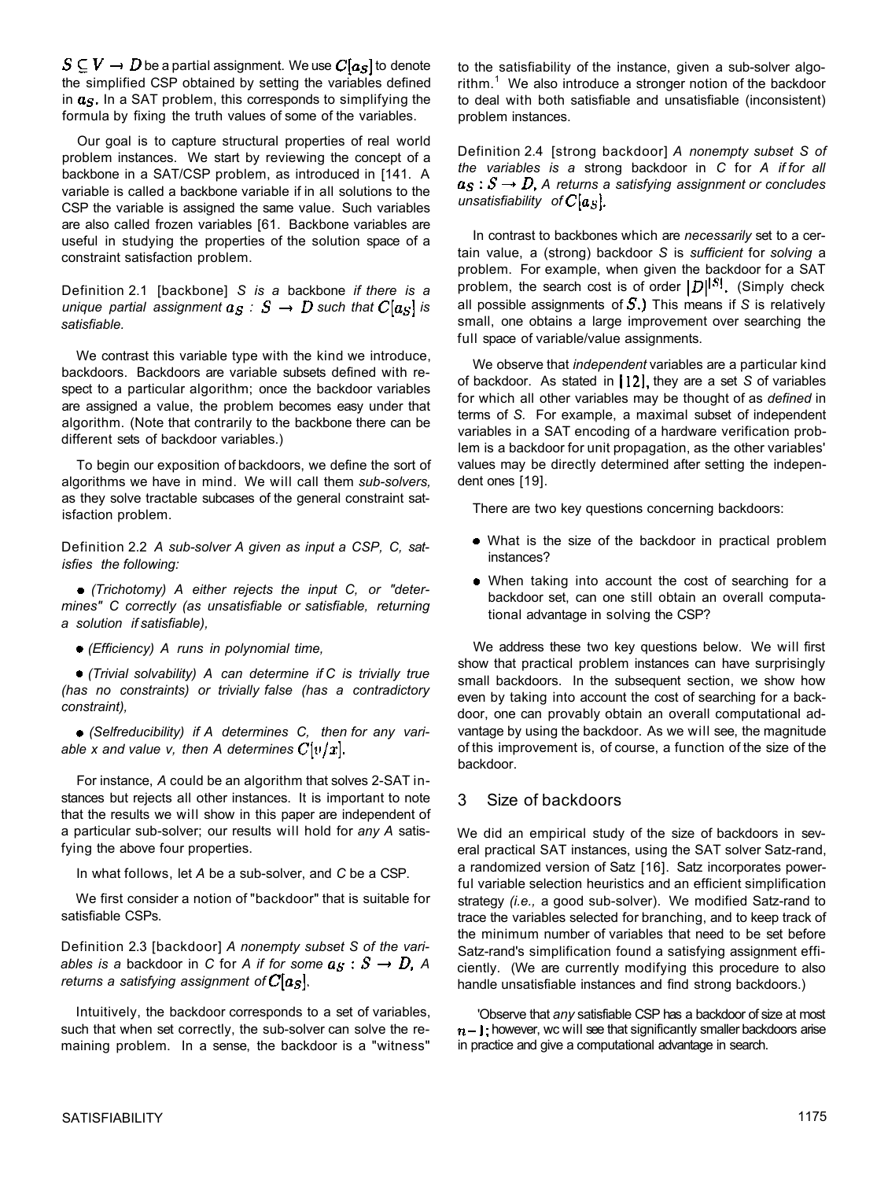$S \subseteq V \rightarrow D$ be a partial assignment. We use $C[a_S]$ to denote the simplified CSP obtained by setting the variables defined in $a_S$. In a SAT problem, this corresponds to simplifying the formula by fixing the truth values of some of the variables.

Our goal is to capture structural properties of real world problem instances. We start by reviewing the concept of a backbone in a SAT/CSP problem, as introduced in [141. A variable is called a backbone variable if in all solutions to the CSP the variable is assigned the same value. Such variables are also called frozen variables [61. Backbone variables are useful in studying the properties of the solution space of a constraint satisfaction problem.

Definition 2.1 [backbone] *S is a* backbone *if there is a unique partial assignment $a_S : S \rightarrow D$ such that $C[a_S]$ is satisfiable.*

We contrast this variable type with the kind we introduce, backdoors. Backdoors are variable subsets defined with respect to a particular algorithm; once the backdoor variables are assigned a value, the problem becomes easy under that algorithm. (Note that contrarily to the backbone there can be different sets of backdoor variables.)

To begin our exposition of backdoors, we define the sort of algorithms we have in mind. We will call them *sub-solvers,* as they solve tractable subcases of the general constraint satisfaction problem.

Definition 2.2 *A sub-solver A given as input a CSP, C, satisfies the following:*

- *(Trichotomy) A either rejects the input C, or "determines" C correctly (as unsatisfiable or satisfiable, returning a solution if satisfiable),*
- *(Efficiency) A runs in polynomial time,*
- *(Trivial solvability) A can determine if C is trivially true (has no constraints) or trivially false (has a contradictory constraint),*
- *(Selfreducibility) if A determines C, then for any variable x and value v, then A determines $C[v/x]$.*

For instance, *A* could be an algorithm that solves 2-SAT instances but rejects all other instances. It is important to note that the results we will show in this paper are independent of a particular sub-solver; our results will hold for *any A* satisfying the above four properties.

In what follows, let *A* be a sub-solver, and *C* be a CSP.

We first consider a notion of "backdoor" that is suitable for satisfiable CSPs.

Definition 2.3 [backdoor] *A nonempty subset S of the variables is a* backdoor *in C* for *A if for some $a_S : S \rightarrow D$, A returns a satisfying assignment of $C[a_S]$.*

Intuitively, the backdoor corresponds to a set of variables, such that when set correctly, the sub-solver can solve the remaining problem. In a sense, the backdoor is a "witness" to the satisfiability of the instance, given a sub-solver algorithm.[1] We also introduce a stronger notion of the backdoor to deal with both satisfiable and unsatisfiable (inconsistent) problem instances.

Definition 2.4 [strong backdoor] *A nonempty subset S of the variables is a* strong backdoor *in C for A if for all $a_S : S \rightarrow D$, A returns a satisfying assignment or concludes unsatisfiability of $C[a_S]$.*

In contrast to backbones which are *necessarily* set to a certain value, a (strong) backdoor *S* is *sufficient* for *solving* a problem. For example, when given the backdoor for a SAT problem, the search cost is of order $|D|^{|S|}$. (Simply check all possible assignments of $S$.) This means if *S* is relatively small, one obtains a large improvement over searching the full space of variable/value assignments.

We observe that *independent* variables are a particular kind of backdoor. As stated in [12], they are a set *S* of variables for which all other variables may be thought of as *defined* in terms of *S*. For example, a maximal subset of independent variables in a SAT encoding of a hardware verification problem is a backdoor for unit propagation, as the other variables' values may be directly determined after setting the independent ones [19].

There are two key questions concerning backdoors:

- What is the size of the backdoor in practical problem instances?
- When taking into account the cost of searching for a backdoor set, can one still obtain an overall computational advantage in solving the CSP?

We address these two key questions below. We will first show that practical problem instances can have surprisingly small backdoors. In the subsequent section, we show how even by taking into account the cost of searching for a backdoor, one can provably obtain an overall computational advantage by using the backdoor. As we will see, the magnitude of this improvement is, of course, a function of the size of the backdoor.

## 3 Size of backdoors

We did an empirical study of the size of backdoors in several practical SAT instances, using the SAT solver Satz-rand, a randomized version of Satz [16]. Satz incorporates powerful variable selection heuristics and an efficient simplification strategy *(i.e.,* a good sub-solver). We modified Satz-rand to trace the variables selected for branching, and to keep track of the minimum number of variables that need to be set before Satz-rand's simplification found a satisfying assignment efficiently. (We are currently modifying this procedure to also handle unsatisfiable instances and find strong backdoors.)

[1] Observe that *any* satisfiable CSP has a backdoor of size at most $n-1$; however, wc will see that significantly smaller backdoors arise in practice and give a computational advantage in search.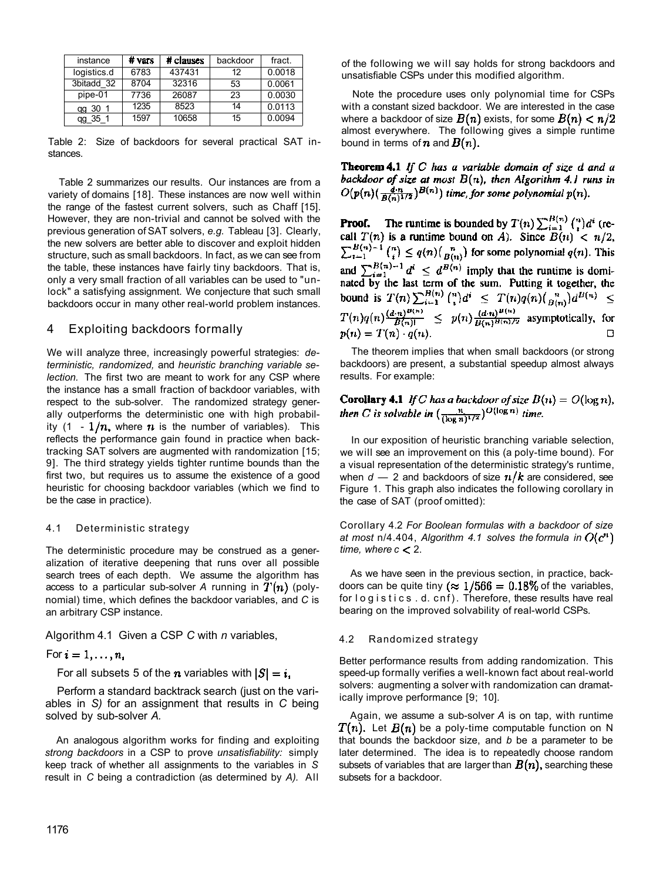| instance | # vars | # clauses | backdoor | fract. |
| --- | --- | --- | --- | --- |
| logistics.d | 6783 | 437431 | 12 | 0.0018 |
| 3bitadd_32 | 8704 | 32316 | 53 | 0.0061 |
| pipe-01 | 7736 | 26087 | 23 | 0.0030 |
| qg_30_1 | 1235 | 8523 | 14 | 0.0113 |
| qg_35_1 | 1597 | 10658 | 15 | 0.0094 |

Table 2: Size of backdoors for several practical SAT instances.

Table 2 summarizes our results. Our instances are from a variety of domains [18]. These instances are now well within the range of the fastest current solvers, such as Chaff [15]. However, they are non-trivial and cannot be solved with the previous generation of SAT solvers, *e.g.* Tableau [3]. Clearly, the new solvers are better able to discover and exploit hidden structure, such as small backdoors. In fact, as we can see from the table, these instances have fairly tiny backdoors. That is, only a very small fraction of all variables can be used to "unlock" a satisfying assignment. We conjecture that such small backdoors occur in many other real-world problem instances.

## 4 Exploiting backdoors formally

We will analyze three, increasingly powerful strategies: *deterministic, randomized,* and *heuristic branching variable selection.* The first two are meant to work for any CSP where the instance has a small fraction of backdoor variables, with respect to the sub-solver. The randomized strategy generally outperforms the deterministic one with high probability ($1 - 1/n$, where $n$ is the number of variables). This reflects the performance gain found in practice when backtracking SAT solvers are augmented with randomization [15; 9]. The third strategy yields tighter runtime bounds than the first two, but requires us to assume the existence of a good heuristic for choosing backdoor variables (which we find to be the case in practice).

### 4.1 Deterministic strategy

The deterministic procedure may be construed as a generalization of iterative deepening that runs over all possible search trees of each depth. We assume the algorithm has access to a particular sub-solver *A* running in $T(n)$ (polynomial) time, which defines the backdoor variables, and *C* is an arbitrary CSP instance.

Algorithm 4.1 Given a CSP *C* with *n* variables,

For $i = 1, \ldots, n,$

For all subsets 5 of the $n$ variables with $|S| = i,$

Perform a standard backtrack search (just on the variables in *S)* for an assignment that results in *C* being solved by sub-solver *A.*

An analogous algorithm works for finding and exploiting *strong backdoors* in a CSP to prove *unsatisfiability:* simply keep track of whether all assignments to the variables in *S* result in *C* being a contradiction (as determined by *A).* All of the following we will say holds for strong backdoors and unsatisfiable CSPs under this modified algorithm.

Note the procedure uses only polynomial time for CSPs with a constant sized backdoor. We are interested in the case where a backdoor of size $B(n)$ exists, for some $B(n) < n/2$ almost everywhere. The following gives a simple runtime bound in terms of $n$ and $B(n)$.

**Theorem 4.1** *If C has a variable domain of size d and a backdoor of size at most $B(n)$, then Algorithm 4.1 runs in $O(p(n)(\frac{d \cdot n}{B(n)^{1/2}})^{B(n)})$ time, for some polynomial $p(n)$.*

**Proof.** The runtime is bounded by $T(n)\sum_{i=1}^{B(n)}\binom{n}{i}d^i$ (recall $T(n)$ is a runtime bound on $A$). Since $B(n) < n/2$, $\sum_{i=1}^{B(n)-1}\binom{n}{i} \leq q(n)\binom{n}{B(n)}$ for some polynomial $q(n)$. This and $\sum_{i=1}^{B(n)-1} d^i \leq d^{B(n)}$ imply that the runtime is dominated by the last term of the sum. Putting it together, the bound is $T(n)\sum_{i=1}^{B(n)}\binom{n}{i}d^i \leq T(n)q(n)\binom{n}{B(n)}d^{B(n)} \leq T(n)q(n)\frac{(d \cdot n)^{B(n)}}{B(n)!} \leq p(n)\frac{(d \cdot n)^{B(n)}}{B(n)^{B(n)/2}}$ asymptotically, for $p(n) = T(n) \cdot q(n)$. □

The theorem implies that when small backdoors (or strong backdoors) are present, a substantial speedup almost always results. For example:

**Corollary 4.1** *If C has a backdoor of size $B(n) = O(\log n)$, then C is solvable in $(\frac{n}{(\log n)^{1/2}})^{O(\log n)}$ time.*

In our exposition of heuristic branching variable selection, we will see an improvement on this (a poly-time bound). For a visual representation of the deterministic strategy's runtime, when *d* — 2 and backdoors of size $n/k$ are considered, see Figure 1. This graph also indicates the following corollary in the case of SAT (proof omitted):

Corollary 4.2 *For Boolean formulas with a backdoor of size at most* n/4.404, *Algorithm 4.1 solves the formula in $O(c^n)$ time, where* c $< 2$.

As we have seen in the previous section, in practice, backdoors can be quite tiny ($\approx 1/566 = 0.18\%$ of the variables, for logistics.d.cnf). Therefore, these results have real bearing on the improved solvability of real-world CSPs.

### 4.2 Randomized strategy

Better performance results from adding randomization. This speed-up formally verifies a well-known fact about real-world solvers: augmenting a solver with randomization can dramatically improve performance [9; 10].

Again, we assume a sub-solver *A* is on tap, with runtime $T(n)$. Let $B(n)$ be a poly-time computable function on N that bounds the backdoor size, and *b* be a parameter to be later determined. The idea is to repeatedly choose random subsets of variables that are larger than $B(n)$, searching these subsets for a backdoor.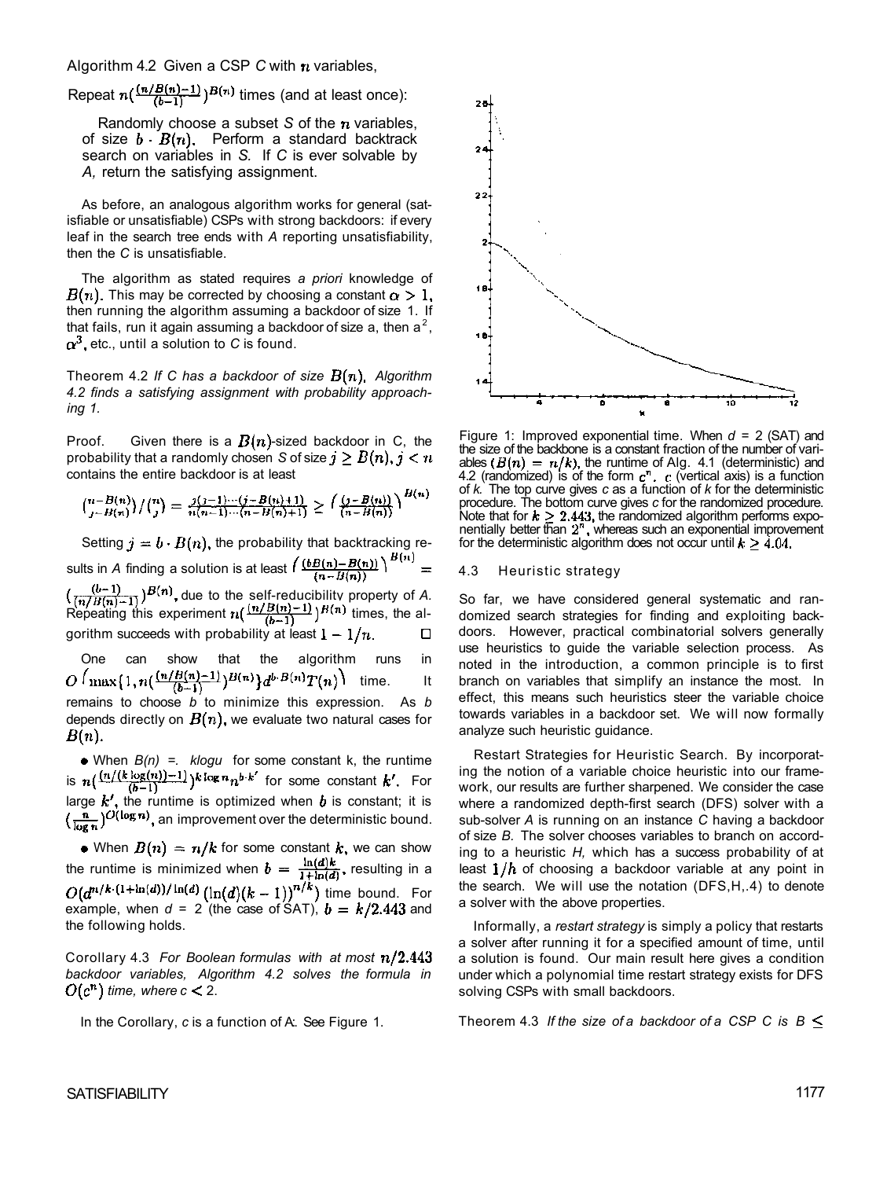Algorithm 4.2 Given a CSP $C$ with $n$ variables,

Repeat $n(\frac{(n/B(n)-1)}{(b-1)})^{B(n)}$ times (and at least once):

> Randomly choose a subset $S$ of the $n$ variables, of size $b \cdot B(n)$. Perform a standard backtrack search on variables in $S$. If $C$ is ever solvable by $A$, return the satisfying assignment.

As before, an analogous algorithm works for general (satisfiable or unsatisfiable) CSPs with strong backdoors: if every leaf in the search tree ends with $A$ reporting unsatisfiability, then the $C$ is unsatisfiable.

The algorithm as stated requires *a priori* knowledge of $B(n)$. This may be corrected by choosing a constant $\alpha > 1$, then running the algorithm assuming a backdoor of size 1. If that fails, run it again assuming a backdoor of size a, then $a^2$, $\alpha^3$, etc., until a solution to $C$ is found.

Theorem 4.2 *If C has a backdoor of size $B(n)$, Algorithm 4.2 finds a satisfying assignment with probability approaching 1.*

Proof. Given there is a $B(n)$-sized backdoor in C, the probability that a randomly chosen $S$ of size $j \geq B(n), j < n$ contains the entire backdoor is at least

$$\binom{n-B(n)}{j-B(n)} / \binom{n}{j} = \frac{j(j-1)\cdots(j-B(n)+1)}{n(n-1)\cdots(n-B(n)+1)} \geq \left(\frac{(j-B(n))}{(n-B(n))}\right)^{B(n)}$$

Setting $j = b \cdot B(n)$, the probability that backtracking results in $A$ finding a solution is at least $\left(\frac{(bB(n)-B(n))}{(n-B(n))}\right)^{B(n)} = \left(\frac{(b-1)}{(n/B(n)-1)}\right)^{B(n)}$, due to the self-reducibility property of $A$. Repeating this experiment $n(\frac{(n/B(n)-1)}{(b-1)})^{B(n)}$ times, the algorithm succeeds with probability at least $1 - 1/n$. □

One can show that the algorithm runs in $O\left(\max\{1, n(\frac{(n/B(n)-1)}{(b-1)})^{B(n)}\} d^{b \cdot B(n)} T(n)\right)$ time. It remains to choose $b$ to minimize this expression. As $b$ depends directly on $B(n)$, we evaluate two natural cases for $B(n)$.

- When $B(n) = k \log n$ for some constant k, the runtime is $n(\frac{(n/(k\log(n))-1)}{(b-1)})^{k\log n} n^{b \cdot k'}$ for some constant $k'$. For large $k'$, the runtime is optimized when $b$ is constant; it is $(\frac{n}{\log n})^{O(\log n)}$, an improvement over the deterministic bound.
- When $B(n) = n/k$ for some constant $k$, we can show the runtime is minimized when $b = \frac{\ln(d)k}{1+\ln(d)}$, resulting in a $O(d^{n/k \cdot (1+\ln(d))/\ln(d)} (\ln(d)(k-1))^{n/k})$ time bound. For example, when $d$ = 2 (the case of SAT), $b = k/2.443$ and the following holds.

Corollary 4.3 *For Boolean formulas with at most $n/2.443$ backdoor variables, Algorithm 4.2 solves the formula in $O(c^n)$ time, where $c < 2$.*

In the Corollary, $c$ is a function of $k$. See Figure 1.

Figure 1: Improved exponential time. When $d$ = 2 (SAT) and the size of the backbone is a constant fraction of the number of variables ($B(n) = n/k$), the runtime of Alg. 4.1 (deterministic) and 4.2 (randomized) is of the form $c^n$. $c$ (vertical axis) is a function of $k$. The top curve gives $c$ as a function of $k$ for the deterministic procedure. The bottom curve gives $c$ for the randomized procedure. Note that for $k \geq 2.443$, the randomized algorithm performs exponentially better than $2^n$, whereas such an exponential improvement for the deterministic algorithm does not occur until $k \geq 4.04$.

### 4.3 Heuristic strategy

So far, we have considered general systematic and randomized search strategies for finding and exploiting backdoors. However, practical combinatorial solvers generally use heuristics to guide the variable selection process. As noted in the introduction, a common principle is to first branch on variables that simplify an instance the most. In effect, this means such heuristics steer the variable choice towards variables in a backdoor set. We will now formally analyze such heuristic guidance.

Restart Strategies for Heuristic Search. By incorporating the notion of a variable choice heuristic into our framework, our results are further sharpened. We consider the case where a randomized depth-first search (DFS) solver with a sub-solver $A$ is running on an instance $C$ having a backdoor of size $B$. The solver chooses variables to branch on according to a heuristic $H$, which has a success probability of at least $1/h$ of choosing a backdoor variable at any point in the search. We will use the notation (DFS,H,A) to denote a solver with the above properties.

Informally, a *restart strategy* is simply a policy that restarts a solver after running it for a specified amount of time, until a solution is found. Our main result here gives a condition under which a polynomial time restart strategy exists for DFS solving CSPs with small backdoors.

Theorem 4.3 *If the size of a backdoor of a CSP C is B* $\leq$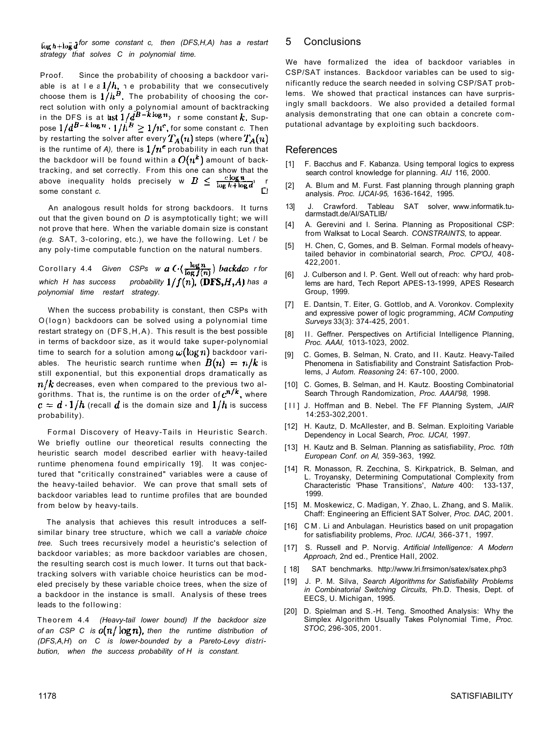$\frac{}{\log h + \log d}$ *for some constant c, then (DFS,H,A) has a restart strategy that solves C in polynomial time.*

Proof. Since the probability of choosing a backdoor variable is at least $1/h$, the probability that we consecutively choose them is $1/h^B$. The probability of choosing the correct solution with only a polynomial amount of backtracking in the DFS is at least $1/d^{B-k\log n}$, for some constant $k$. Suppose $1/d^{B-k\log n} \cdot 1/h^B \geq 1/n^c$, for some constant $c$. Then by restarting the solver after every $T_A(n)$ steps (where $T_A(n)$ is the runtime of *A)*, there is $1/n^c$ probability in each run that the backdoor will be found within a $O(n^k)$ amount of backtracking, and set correctly. From this one can show that the above inequality holds precisely when $B \leq \frac{c\log n}{\log h + \log d}$, for some constant $c$. □

An analogous result holds for strong backdoors. It turns out that the given bound on *D* is asymptotically tight; we will not prove that here. When the variable domain size is constant *(e.g.* SAT, 3-coloring, etc.), we have the following. Let / be any poly-time computable function on the natural numbers.

Corollary 4.4 *Given CSPs with a* $O(\frac{\log n}{\log f(n)})$ *backdoor for which H has success probability* $1/f(n)$, $(\mathbf{DFS}, H, A)$ *has a polynomial time restart strategy.*

When the success probability is constant, then CSPs with O(logn) backdoors can be solved using a polynomial time restart strategy on (DFS,H,A). This result is the best possible in terms of backdoor size, as it would take super-polynomial time to search for a solution among $\omega(\log n)$ backdoor variables. The heuristic search runtime when $B(n) = n/k$ is still exponential, but this exponential drops dramatically as $n/k$ decreases, even when compared to the previous two algorithms. That is, the runtime is on the order of $c^{n/k}$, where $c = d \cdot 1/h$ (recall $d$ is the domain size and $1/h$ is success probability).

Formal Discovery of Heavy-Tails in Heuristic Search. We briefly outline our theoretical results connecting the heuristic search model described earlier with heavy-tailed runtime phenomena found empirically 19]. It was conjectured that "critically constrained" variables were a cause of the heavy-tailed behavior. We can prove that small sets of backdoor variables lead to runtime profiles that are bounded from below by heavy-tails.

The analysis that achieves this result introduces a self-similar binary tree structure, which we call a *variable choice tree.* Such trees recursively model a heuristic's selection of backdoor variables; as more backdoor variables are chosen, the resulting search cost is much lower. It turns out that backtracking solvers with variable choice heuristics can be modeled precisely by these variable choice trees, when the size of a backdoor in the instance is small. Analysis of these trees leads to the following:

Theorem 4.4 *(Heavy-tail lower bound) If the backdoor size of an CSP C is* $o(n/\log n)$, *then the runtime distribution of (DFS,A,H) on C is lower-bounded by a Pareto-Levy distribution, when the success probability of H is constant.*

## 5 Conclusions

We have formalized the idea of backdoor variables in CSP/SAT instances. Backdoor variables can be used to significantly reduce the search needed in solving CSP/SAT problems. We showed that practical instances can have surprisingly small backdoors. We also provided a detailed formal analysis demonstrating that one can obtain a concrete computational advantage by exploiting such backdoors.

## References

[1] F. Bacchus and F. Kabanza. Using temporal logics to express search control knowledge for planning. *AIJ* 116, 2000.

[2] A. Blum and M. Furst. Fast planning through planning graph analysis. *Proc. IJCAI-95,* 1636-1642, 1995.

[3] J. Crawford. Tableau SAT solver, www.informatik.tu-darmstadt.de/AI/SATLIB/

[4] A. Gerevini and I. Serina. Planning as Propositional CSP: from Walksat to Local Search. *CONSTRAINTS,* to appear.

[5] H. Chen, C, Gomes, and B. Selman. Formal models of heavy-tailed behavior in combinatorial search, *Proc. CP'OJ,* 408-422,2001.

[6] J. Culberson and I. P. Gent. Well out of reach: why hard problems are hard, Tech Report APES-13-1999, APES Research Group, 1999.

[7] E. Dantsin, T. Eiter, G. Gottlob, and A. Voronkov. Complexity and expressive power of logic programming, *ACM Computing Surveys* 33(3): 374-425, 2001.

[8] II. Geffner. Perspectives on Artificial Intelligence Planning, *Proc. AAAI,* 1013-1023, 2002.

[9] C. Gomes, B. Selman, N. Crato, and II. Kautz. Heavy-Tailed Phenomena in Satisfiability and Constraint Satisfaction Problems, J *Autom. Reasoning* 24: 67-100, 2000.

[10] C. Gomes, B. Selman, and H. Kautz. Boosting Combinatorial Search Through Randomization, *Proc. AAAI'98,* 1998.

[11] J. Hoffman and B. Nebel. The FF Planning System, *JAIR* 14:253-302,2001.

[12] H. Kautz, D. McAllester, and B. Selman. Exploiting Variable Dependency in Local Search, *Proc. IJCAI,* 1997.

[13] H. Kautz and B. Selman. Planning as satisfiability, *Proc. 10th European Conf. on Al,* 359-363, 1992.

[14] R. Monasson, R. Zecchina, S. Kirkpatrick, B. Selman, and L. Troyansky, Determining Computational Complexity from Characteristic 'Phase Transitions', *Nature* 400: 133-137, 1999.

[15] M. Moskewicz, C. Madigan, Y. Zhao, L. Zhang, and S. Malik. Chaff: Engineering an Efficient SAT Solver, *Proc. DAC,* 2001.

[16] CM. Li and Anbulagan. Heuristics based on unit propagation for satisfiability problems, *Proc. IJCAI,* 366-371, 1997.

[17] S. Russell and P. Norvig. *Artificial Intelligence: A Modern Approach,* 2nd ed., Prentice Hall, 2002.

[18] SAT benchmarks. http://www.lri.frrsimon/satex/satex.php3

[19] J. P. M. Silva, *Search Algorithms for Satisfiability Problems in Combinatorial Switching Circuits,* Ph.D. Thesis, Dept. of EECS, U. Michigan, 1995.

[20] D. Spielman and S.-H. Teng. Smoothed Analysis: Why the Simplex Algorithm Usually Takes Polynomial Time, *Proc. STOC,* 296-305, 2001.